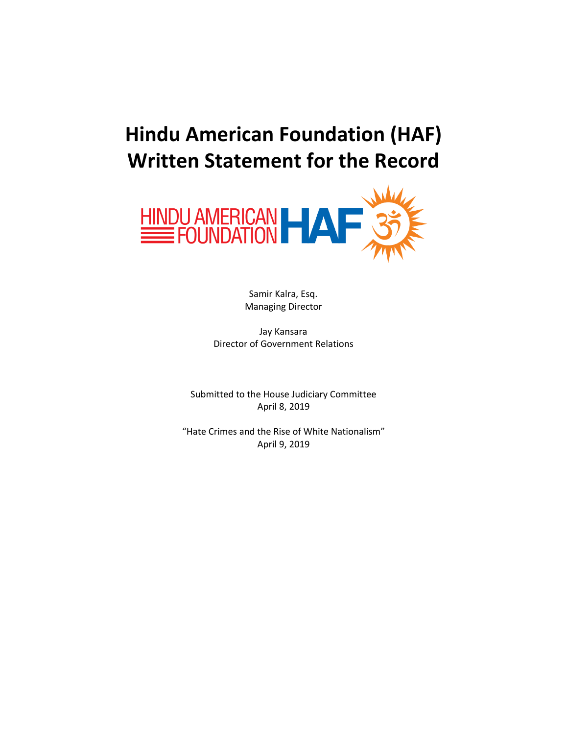# Hindu American Foundation (HAF) Written Statement for the Record

Samir Kalra, Esq.
Managing Director

Jay Kansara
Director of Government Relations

Submitted to the House Judiciary Committee
April 8, 2019

"Hate Crimes and the Rise of White Nationalism"
April 9, 2019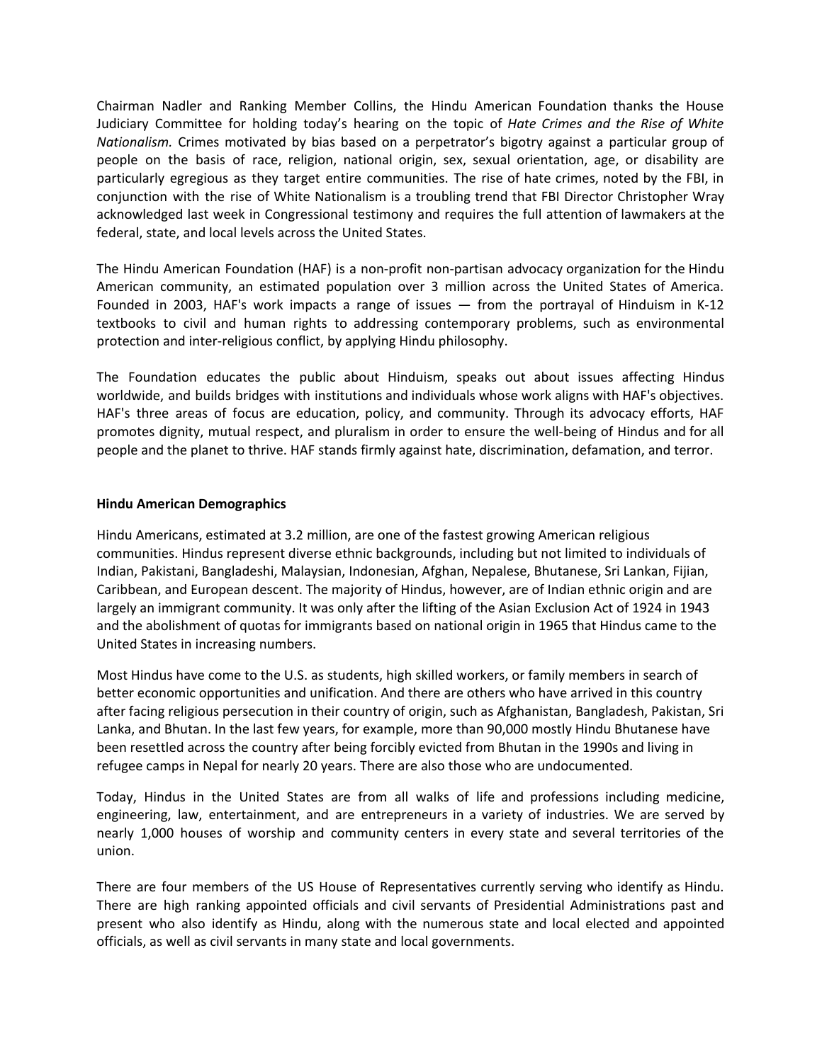Chairman Nadler and Ranking Member Collins, the Hindu American Foundation thanks the House Judiciary Committee for holding today's hearing on the topic of *Hate Crimes and the Rise of White Nationalism.* Crimes motivated by bias based on a perpetrator's bigotry against a particular group of people on the basis of race, religion, national origin, sex, sexual orientation, age, or disability are particularly egregious as they target entire communities. The rise of hate crimes, noted by the FBI, in conjunction with the rise of White Nationalism is a troubling trend that FBI Director Christopher Wray acknowledged last week in Congressional testimony and requires the full attention of lawmakers at the federal, state, and local levels across the United States.

The Hindu American Foundation (HAF) is a non-profit non-partisan advocacy organization for the Hindu American community, an estimated population over 3 million across the United States of America. Founded in 2003, HAF's work impacts a range of issues — from the portrayal of Hinduism in K-12 textbooks to civil and human rights to addressing contemporary problems, such as environmental protection and inter-religious conflict, by applying Hindu philosophy.

The Foundation educates the public about Hinduism, speaks out about issues affecting Hindus worldwide, and builds bridges with institutions and individuals whose work aligns with HAF's objectives. HAF's three areas of focus are education, policy, and community. Through its advocacy efforts, HAF promotes dignity, mutual respect, and pluralism in order to ensure the well-being of Hindus and for all people and the planet to thrive. HAF stands firmly against hate, discrimination, defamation, and terror.

**Hindu American Demographics**

Hindu Americans, estimated at 3.2 million, are one of the fastest growing American religious communities. Hindus represent diverse ethnic backgrounds, including but not limited to individuals of Indian, Pakistani, Bangladeshi, Malaysian, Indonesian, Afghan, Nepalese, Bhutanese, Sri Lankan, Fijian, Caribbean, and European descent. The majority of Hindus, however, are of Indian ethnic origin and are largely an immigrant community. It was only after the lifting of the Asian Exclusion Act of 1924 in 1943 and the abolishment of quotas for immigrants based on national origin in 1965 that Hindus came to the United States in increasing numbers.

Most Hindus have come to the U.S. as students, high skilled workers, or family members in search of better economic opportunities and unification. And there are others who have arrived in this country after facing religious persecution in their country of origin, such as Afghanistan, Bangladesh, Pakistan, Sri Lanka, and Bhutan. In the last few years, for example, more than 90,000 mostly Hindu Bhutanese have been resettled across the country after being forcibly evicted from Bhutan in the 1990s and living in refugee camps in Nepal for nearly 20 years. There are also those who are undocumented.

Today, Hindus in the United States are from all walks of life and professions including medicine, engineering, law, entertainment, and are entrepreneurs in a variety of industries. We are served by nearly 1,000 houses of worship and community centers in every state and several territories of the union.

There are four members of the US House of Representatives currently serving who identify as Hindu. There are high ranking appointed officials and civil servants of Presidential Administrations past and present who also identify as Hindu, along with the numerous state and local elected and appointed officials, as well as civil servants in many state and local governments.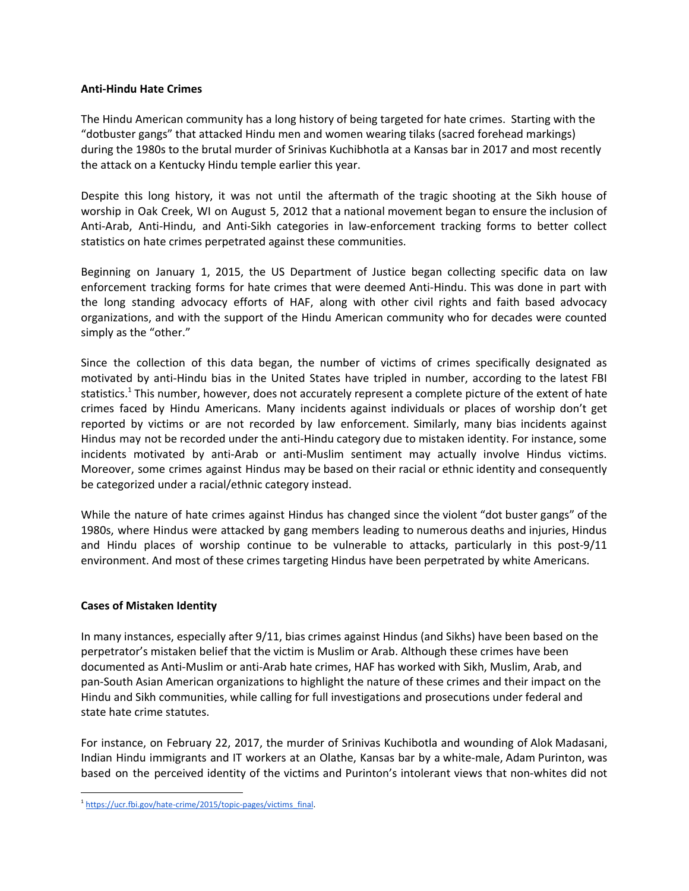**Anti-Hindu Hate Crimes**

The Hindu American community has a long history of being targeted for hate crimes. Starting with the "dotbuster gangs" that attacked Hindu men and women wearing tilaks (sacred forehead markings) during the 1980s to the brutal murder of Srinivas Kuchibhotla at a Kansas bar in 2017 and most recently the attack on a Kentucky Hindu temple earlier this year.

Despite this long history, it was not until the aftermath of the tragic shooting at the Sikh house of worship in Oak Creek, WI on August 5, 2012 that a national movement began to ensure the inclusion of Anti-Arab, Anti-Hindu, and Anti-Sikh categories in law-enforcement tracking forms to better collect statistics on hate crimes perpetrated against these communities.

Beginning on January 1, 2015, the US Department of Justice began collecting specific data on law enforcement tracking forms for hate crimes that were deemed Anti-Hindu. This was done in part with the long standing advocacy efforts of HAF, along with other civil rights and faith based advocacy organizations, and with the support of the Hindu American community who for decades were counted simply as the "other."

Since the collection of this data began, the number of victims of crimes specifically designated as motivated by anti-Hindu bias in the United States have tripled in number, according to the latest FBI statistics.[1] This number, however, does not accurately represent a complete picture of the extent of hate crimes faced by Hindu Americans. Many incidents against individuals or places of worship don't get reported by victims or are not recorded by law enforcement. Similarly, many bias incidents against Hindus may not be recorded under the anti-Hindu category due to mistaken identity. For instance, some incidents motivated by anti-Arab or anti-Muslim sentiment may actually involve Hindus victims. Moreover, some crimes against Hindus may be based on their racial or ethnic identity and consequently be categorized under a racial/ethnic category instead.

While the nature of hate crimes against Hindus has changed since the violent "dot buster gangs" of the 1980s, where Hindus were attacked by gang members leading to numerous deaths and injuries, Hindus and Hindu places of worship continue to be vulnerable to attacks, particularly in this post-9/11 environment. And most of these crimes targeting Hindus have been perpetrated by white Americans.

**Cases of Mistaken Identity**

In many instances, especially after 9/11, bias crimes against Hindus (and Sikhs) have been based on the perpetrator's mistaken belief that the victim is Muslim or Arab. Although these crimes have been documented as Anti-Muslim or anti-Arab hate crimes, HAF has worked with Sikh, Muslim, Arab, and pan-South Asian American organizations to highlight the nature of these crimes and their impact on the Hindu and Sikh communities, while calling for full investigations and prosecutions under federal and state hate crime statutes.

For instance, on February 22, 2017, the murder of Srinivas Kuchibotla and wounding of Alok Madasani, Indian Hindu immigrants and IT workers at an Olathe, Kansas bar by a white-male, Adam Purinton, was based on the perceived identity of the victims and Purinton's intolerant views that non-whites did not

[1] https://ucr.fbi.gov/hate-crime/2015/topic-pages/victims_final.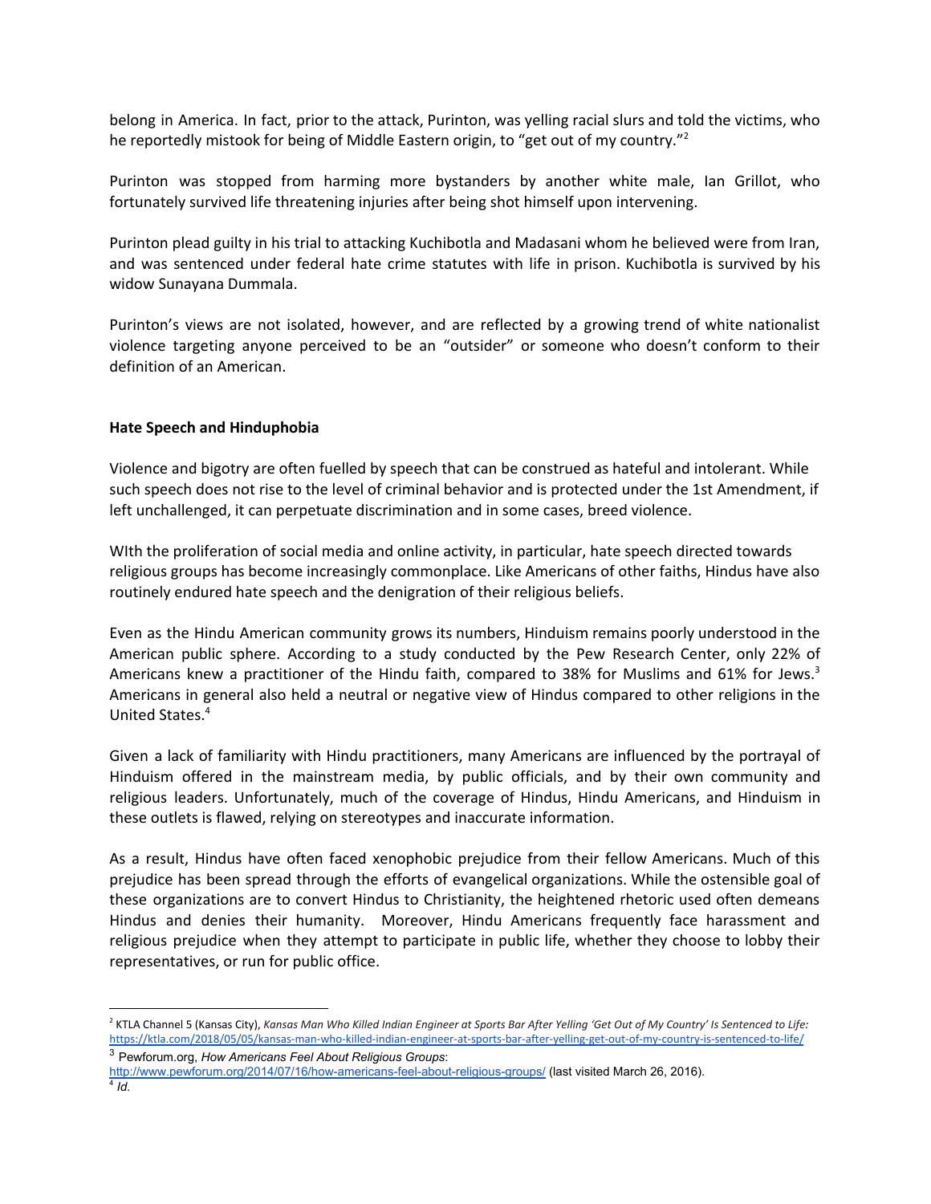belong in America. In fact, prior to the attack, Purinton, was yelling racial slurs and told the victims, who he reportedly mistook for being of Middle Eastern origin, to "get out of my country."[2]

Purinton was stopped from harming more bystanders by another white male, Ian Grillot, who fortunately survived life threatening injuries after being shot himself upon intervening.

Purinton plead guilty in his trial to attacking Kuchibotla and Madasani whom he believed were from Iran, and was sentenced under federal hate crime statutes with life in prison. Kuchibotla is survived by his widow Sunayana Dummala.

Purinton's views are not isolated, however, and are reflected by a growing trend of white nationalist violence targeting anyone perceived to be an "outsider" or someone who doesn't conform to their definition of an American.

**Hate Speech and Hinduphobia**

Violence and bigotry are often fuelled by speech that can be construed as hateful and intolerant. While such speech does not rise to the level of criminal behavior and is protected under the 1st Amendment, if left unchallenged, it can perpetuate discrimination and in some cases, breed violence.

WIth the proliferation of social media and online activity, in particular, hate speech directed towards religious groups has become increasingly commonplace. Like Americans of other faiths, Hindus have also routinely endured hate speech and the denigration of their religious beliefs.

Even as the Hindu American community grows its numbers, Hinduism remains poorly understood in the American public sphere. According to a study conducted by the Pew Research Center, only 22% of Americans knew a practitioner of the Hindu faith, compared to 38% for Muslims and 61% for Jews.[3] Americans in general also held a neutral or negative view of Hindus compared to other religions in the United States.[4]

Given a lack of familiarity with Hindu practitioners, many Americans are influenced by the portrayal of Hinduism offered in the mainstream media, by public officials, and by their own community and religious leaders. Unfortunately, much of the coverage of Hindus, Hindu Americans, and Hinduism in these outlets is flawed, relying on stereotypes and inaccurate information.

As a result, Hindus have often faced xenophobic prejudice from their fellow Americans. Much of this prejudice has been spread through the efforts of evangelical organizations. While the ostensible goal of these organizations are to convert Hindus to Christianity, the heightened rhetoric used often demeans Hindus and denies their humanity. Moreover, Hindu Americans frequently face harassment and religious prejudice when they attempt to participate in public life, whether they choose to lobby their representatives, or run for public office.

---

[2] KTLA Channel 5 (Kansas City), *Kansas Man Who Killed Indian Engineer at Sports Bar After Yelling 'Get Out of My Country' Is Sentenced to Life:* https://ktla.com/2018/05/05/kansas-man-who-killed-indian-engineer-at-sports-bar-after-yelling-get-out-of-my-country-is-sentenced-to-life/

[3] Pewforum.org, *How Americans Feel About Religious Groups*: http://www.pewforum.org/2014/07/16/how-americans-feel-about-religious-groups/ (last visited March 26, 2016).

[4] *Id.*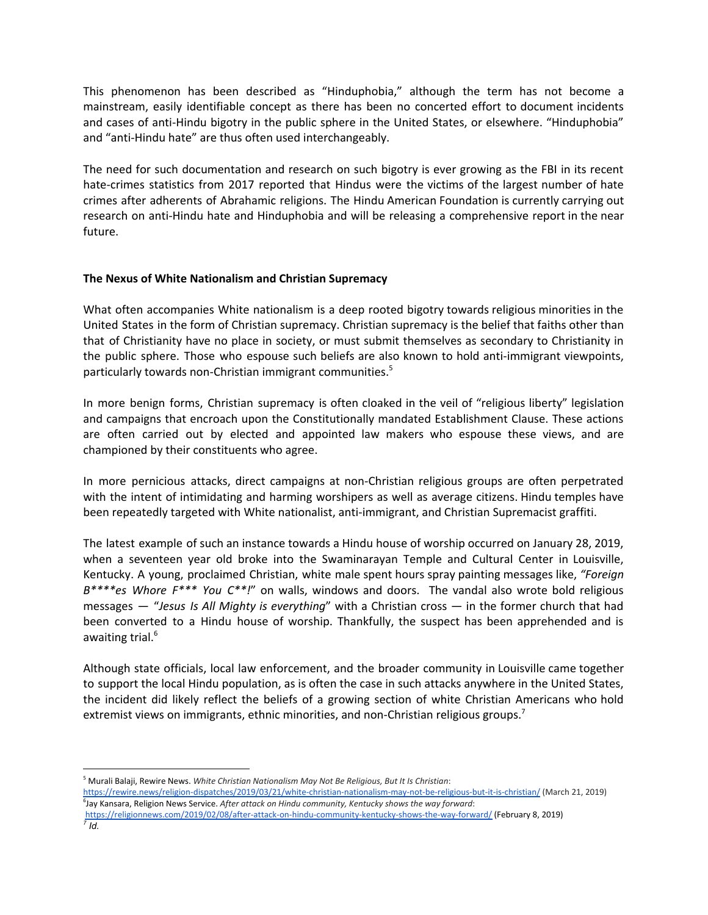This phenomenon has been described as "Hinduphobia," although the term has not become a mainstream, easily identifiable concept as there has been no concerted effort to document incidents and cases of anti-Hindu bigotry in the public sphere in the United States, or elsewhere. "Hinduphobia" and "anti-Hindu hate" are thus often used interchangeably.

The need for such documentation and research on such bigotry is ever growing as the FBI in its recent hate-crimes statistics from 2017 reported that Hindus were the victims of the largest number of hate crimes after adherents of Abrahamic religions. The Hindu American Foundation is currently carrying out research on anti-Hindu hate and Hinduphobia and will be releasing a comprehensive report in the near future.

**The Nexus of White Nationalism and Christian Supremacy**

What often accompanies White nationalism is a deep rooted bigotry towards religious minorities in the United States in the form of Christian supremacy. Christian supremacy is the belief that faiths other than that of Christianity have no place in society, or must submit themselves as secondary to Christianity in the public sphere. Those who espouse such beliefs are also known to hold anti-immigrant viewpoints, particularly towards non-Christian immigrant communities.[5]

In more benign forms, Christian supremacy is often cloaked in the veil of "religious liberty" legislation and campaigns that encroach upon the Constitutionally mandated Establishment Clause. These actions are often carried out by elected and appointed law makers who espouse these views, and are championed by their constituents who agree.

In more pernicious attacks, direct campaigns at non-Christian religious groups are often perpetrated with the intent of intimidating and harming worshipers as well as average citizens. Hindu temples have been repeatedly targeted with White nationalist, anti-immigrant, and Christian Supremacist graffiti.

The latest example of such an instance towards a Hindu house of worship occurred on January 28, 2019, when a seventeen year old broke into the Swaminarayan Temple and Cultural Center in Louisville, Kentucky. A young, proclaimed Christian, white male spent hours spray painting messages like, *"Foreign B****es Whore F*** You C**!"* on walls, windows and doors. The vandal also wrote bold religious messages — "*Jesus Is All Mighty is everything*" with a Christian cross — in the former church that had been converted to a Hindu house of worship. Thankfully, the suspect has been apprehended and is awaiting trial.[6]

Although state officials, local law enforcement, and the broader community in Louisville came together to support the local Hindu population, as is often the case in such attacks anywhere in the United States, the incident did likely reflect the beliefs of a growing section of white Christian Americans who hold extremist views on immigrants, ethnic minorities, and non-Christian religious groups.[7]

---

[5] Murali Balaji, Rewire News. *White Christian Nationalism May Not Be Religious, But It Is Christian*: https://rewire.news/religion-dispatches/2019/03/21/white-christian-nationalism-may-not-be-religious-but-it-is-christian/ (March 21, 2019)

[6] Jay Kansara, Religion News Service. *After attack on Hindu community, Kentucky shows the way forward*: https://religionnews.com/2019/02/08/after-attack-on-hindu-community-kentucky-shows-the-way-forward/ (February 8, 2019)

[7] *Id.*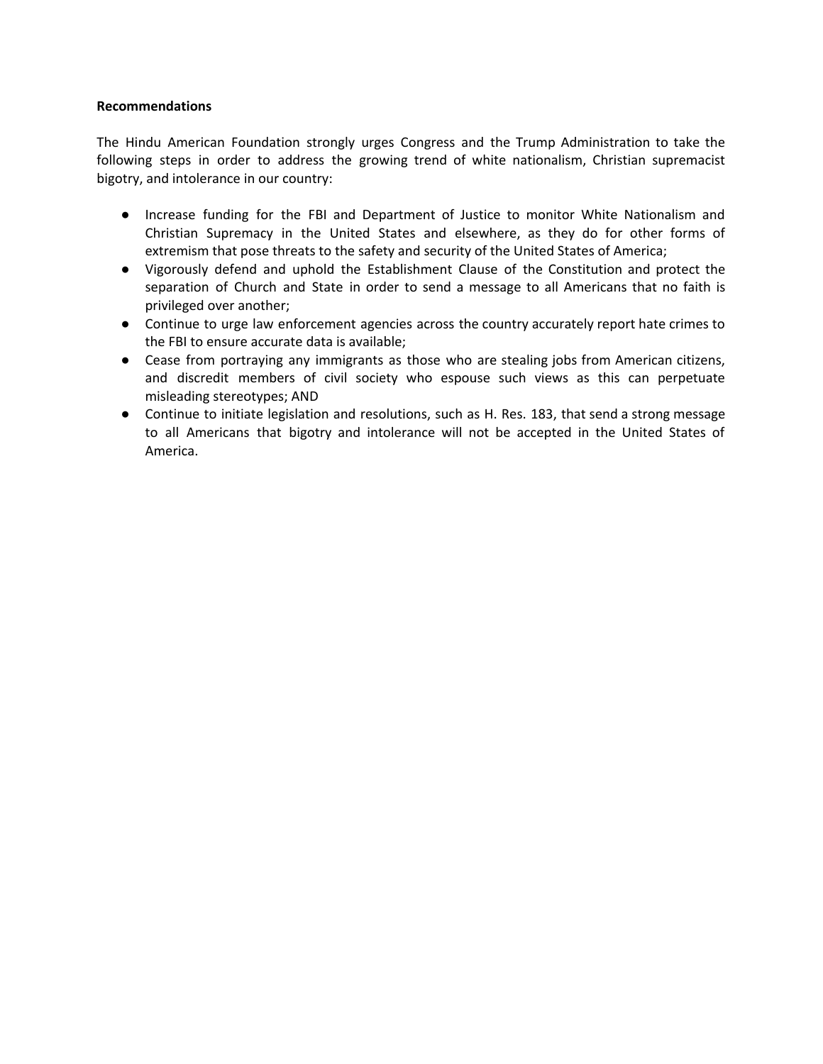**Recommendations**

The Hindu American Foundation strongly urges Congress and the Trump Administration to take the following steps in order to address the growing trend of white nationalism, Christian supremacist bigotry, and intolerance in our country:

- Increase funding for the FBI and Department of Justice to monitor White Nationalism and Christian Supremacy in the United States and elsewhere, as they do for other forms of extremism that pose threats to the safety and security of the United States of America;
- Vigorously defend and uphold the Establishment Clause of the Constitution and protect the separation of Church and State in order to send a message to all Americans that no faith is privileged over another;
- Continue to urge law enforcement agencies across the country accurately report hate crimes to the FBI to ensure accurate data is available;
- Cease from portraying any immigrants as those who are stealing jobs from American citizens, and discredit members of civil society who espouse such views as this can perpetuate misleading stereotypes; AND
- Continue to initiate legislation and resolutions, such as H. Res. 183, that send a strong message to all Americans that bigotry and intolerance will not be accepted in the United States of America.